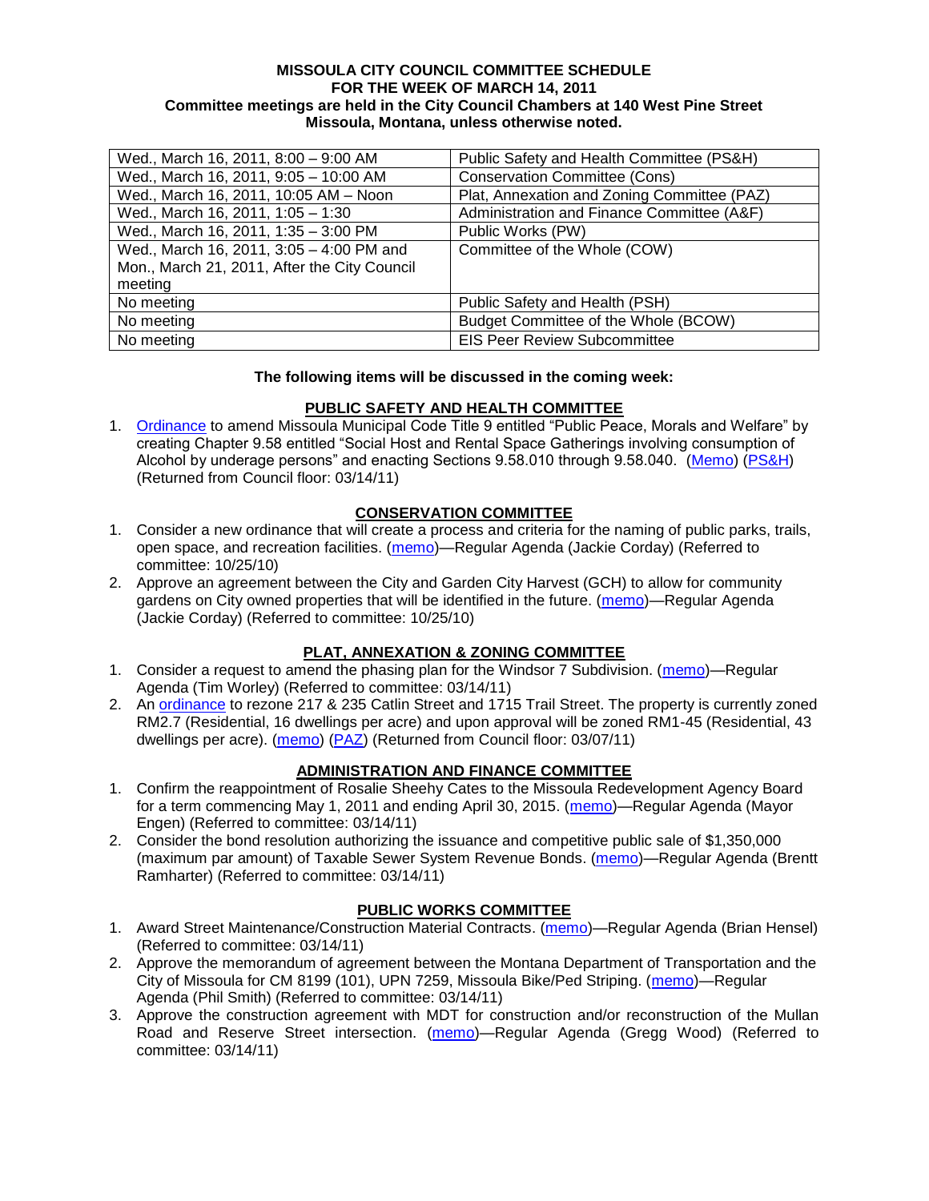**MISSOULA CITY COUNCIL COMMITTEE SCHEDULE**
**FOR THE WEEK OF MARCH 14, 2011**
**Committee meetings are held in the City Council Chambers at 140 West Pine Street**
**Missoula, Montana, unless otherwise noted.**

| | |
|---|---|
| Wed., March 16, 2011, 8:00 – 9:00 AM | Public Safety and Health Committee (PS&H) |
| Wed., March 16, 2011, 9:05 – 10:00 AM | Conservation Committee (Cons) |
| Wed., March 16, 2011, 10:05 AM – Noon | Plat, Annexation and Zoning Committee (PAZ) |
| Wed., March 16, 2011, 1:05 – 1:30 | Administration and Finance Committee (A&F) |
| Wed., March 16, 2011, 1:35 – 3:00 PM | Public Works (PW) |
| Wed., March 16, 2011, 3:05 – 4:00 PM and Mon., March 21, 2011, After the City Council meeting | Committee of the Whole (COW) |
| No meeting | Public Safety and Health (PSH) |
| No meeting | Budget Committee of the Whole (BCOW) |
| No meeting | EIS Peer Review Subcommittee |

**The following items will be discussed in the coming week:**

**PUBLIC SAFETY AND HEALTH COMMITTEE**

1. Ordinance to amend Missoula Municipal Code Title 9 entitled "Public Peace, Morals and Welfare" by creating Chapter 9.58 entitled "Social Host and Rental Space Gatherings involving consumption of Alcohol by underage persons" and enacting Sections 9.58.010 through 9.58.040. (Memo) (PS&H) (Returned from Council floor: 03/14/11)

**CONSERVATION COMMITTEE**

1. Consider a new ordinance that will create a process and criteria for the naming of public parks, trails, open space, and recreation facilities. (memo)—Regular Agenda (Jackie Corday) (Referred to committee: 10/25/10)
2. Approve an agreement between the City and Garden City Harvest (GCH) to allow for community gardens on City owned properties that will be identified in the future. (memo)—Regular Agenda (Jackie Corday) (Referred to committee: 10/25/10)

**PLAT, ANNEXATION & ZONING COMMITTEE**

1. Consider a request to amend the phasing plan for the Windsor 7 Subdivision. (memo)—Regular Agenda (Tim Worley) (Referred to committee: 03/14/11)
2. An ordinance to rezone 217 & 235 Catlin Street and 1715 Trail Street. The property is currently zoned RM2.7 (Residential, 16 dwellings per acre) and upon approval will be zoned RM1-45 (Residential, 43 dwellings per acre). (memo) (PAZ) (Returned from Council floor: 03/07/11)

**ADMINISTRATION AND FINANCE COMMITTEE**

1. Confirm the reappointment of Rosalie Sheehy Cates to the Missoula Redevelopment Agency Board for a term commencing May 1, 2011 and ending April 30, 2015. (memo)—Regular Agenda (Mayor Engen) (Referred to committee: 03/14/11)
2. Consider the bond resolution authorizing the issuance and competitive public sale of $1,350,000 (maximum par amount) of Taxable Sewer System Revenue Bonds. (memo)—Regular Agenda (Brentt Ramharter) (Referred to committee: 03/14/11)

**PUBLIC WORKS COMMITTEE**

1. Award Street Maintenance/Construction Material Contracts. (memo)—Regular Agenda (Brian Hensel) (Referred to committee: 03/14/11)
2. Approve the memorandum of agreement between the Montana Department of Transportation and the City of Missoula for CM 8199 (101), UPN 7259, Missoula Bike/Ped Striping. (memo)—Regular Agenda (Phil Smith) (Referred to committee: 03/14/11)
3. Approve the construction agreement with MDT for construction and/or reconstruction of the Mullan Road and Reserve Street intersection. (memo)—Regular Agenda (Gregg Wood) (Referred to committee: 03/14/11)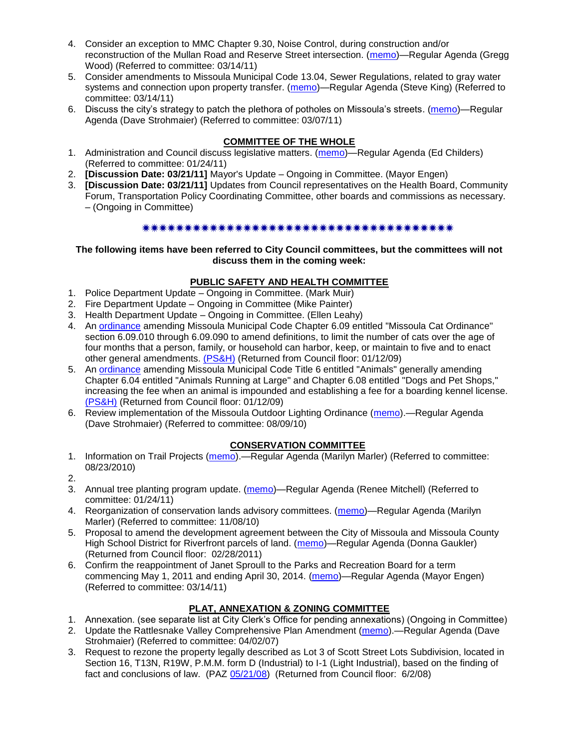4. Consider an exception to MMC Chapter 9.30, Noise Control, during construction and/or reconstruction of the Mullan Road and Reserve Street intersection. (memo)—Regular Agenda (Gregg Wood) (Referred to committee: 03/14/11)
5. Consider amendments to Missoula Municipal Code 13.04, Sewer Regulations, related to gray water systems and connection upon property transfer. (memo)—Regular Agenda (Steve King) (Referred to committee: 03/14/11)
6. Discuss the city's strategy to patch the plethora of potholes on Missoula's streets. (memo)—Regular Agenda (Dave Strohmaier) (Referred to committee: 03/07/11)

## COMMITTEE OF THE WHOLE

1. Administration and Council discuss legislative matters. (memo)—Regular Agenda (Ed Childers) (Referred to committee: 01/24/11)
2. **[Discussion Date: 03/21/11]** Mayor's Update – Ongoing in Committee. (Mayor Engen)
3. **[Discussion Date: 03/21/11]** Updates from Council representatives on the Health Board, Community Forum, Transportation Policy Coordinating Committee, other boards and commissions as necessary. – (Ongoing in Committee)

✷✷✷✷✷✷✷✷✷✷✷✷✷✷✷✷✷✷✷✷✷✷✷✷✷✷✷✷✷✷✷✷✷✷✷✷✷✷✷✷✷

**The following items have been referred to City Council committees, but the committees will not discuss them in the coming week:**

## PUBLIC SAFETY AND HEALTH COMMITTEE

1. Police Department Update – Ongoing in Committee. (Mark Muir)
2. Fire Department Update – Ongoing in Committee (Mike Painter)
3. Health Department Update – Ongoing in Committee. (Ellen Leahy)
4. An ordinance amending Missoula Municipal Code Chapter 6.09 entitled "Missoula Cat Ordinance" section 6.09.010 through 6.09.090 to amend definitions, to limit the number of cats over the age of four months that a person, family, or household can harbor, keep, or maintain to five and to enact other general amendments. (PS&H) (Returned from Council floor: 01/12/09)
5. An ordinance amending Missoula Municipal Code Title 6 entitled "Animals" generally amending Chapter 6.04 entitled "Animals Running at Large" and Chapter 6.08 entitled "Dogs and Pet Shops," increasing the fee when an animal is impounded and establishing a fee for a boarding kennel license. (PS&H) (Returned from Council floor: 01/12/09)
6. Review implementation of the Missoula Outdoor Lighting Ordinance (memo).—Regular Agenda (Dave Strohmaier) (Referred to committee: 08/09/10)

## CONSERVATION COMMITTEE

1. Information on Trail Projects (memo).—Regular Agenda (Marilyn Marler) (Referred to committee: 08/23/2010)
2. 
3. Annual tree planting program update. (memo)—Regular Agenda (Renee Mitchell) (Referred to committee: 01/24/11)
4. Reorganization of conservation lands advisory committees. (memo)—Regular Agenda (Marilyn Marler) (Referred to committee: 11/08/10)
5. Proposal to amend the development agreement between the City of Missoula and Missoula County High School District for Riverfront parcels of land. (memo)—Regular Agenda (Donna Gaukler) (Returned from Council floor: 02/28/2011)
6. Confirm the reappointment of Janet Sproull to the Parks and Recreation Board for a term commencing May 1, 2011 and ending April 30, 2014. (memo)—Regular Agenda (Mayor Engen) (Referred to committee: 03/14/11)

## PLAT, ANNEXATION & ZONING COMMITTEE

1. Annexation. (see separate list at City Clerk's Office for pending annexations) (Ongoing in Committee)
2. Update the Rattlesnake Valley Comprehensive Plan Amendment (memo).—Regular Agenda (Dave Strohmaier) (Referred to committee: 04/02/07)
3. Request to rezone the property legally described as Lot 3 of Scott Street Lots Subdivision, located in Section 16, T13N, R19W, P.M.M. form D (Industrial) to I-1 (Light Industrial), based on the finding of fact and conclusions of law. (PAZ 05/21/08) (Returned from Council floor: 6/2/08)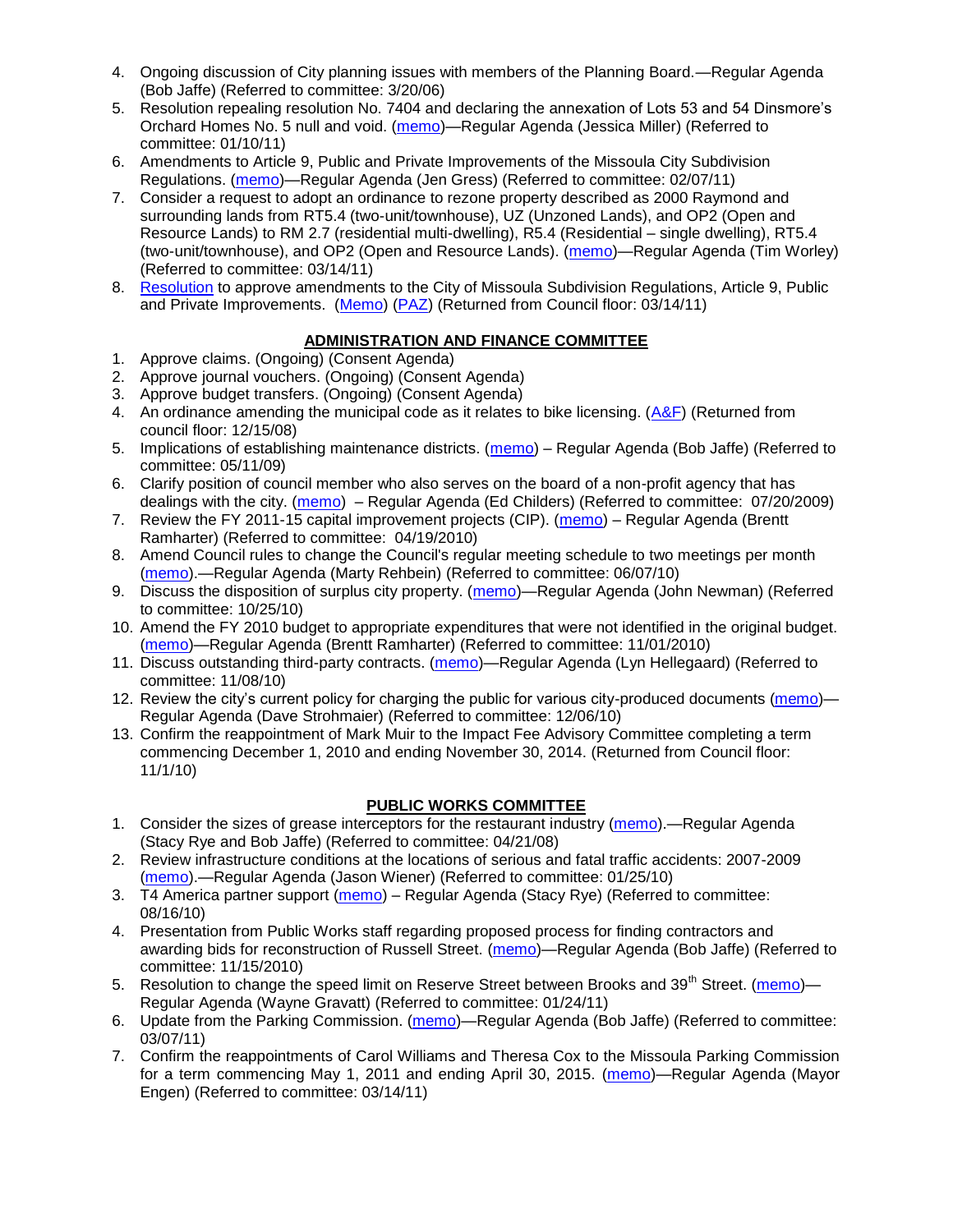4. Ongoing discussion of City planning issues with members of the Planning Board.—Regular Agenda (Bob Jaffe) (Referred to committee: 3/20/06)
5. Resolution repealing resolution No. 7404 and declaring the annexation of Lots 53 and 54 Dinsmore's Orchard Homes No. 5 null and void. (memo)—Regular Agenda (Jessica Miller) (Referred to committee: 01/10/11)
6. Amendments to Article 9, Public and Private Improvements of the Missoula City Subdivision Regulations. (memo)—Regular Agenda (Jen Gress) (Referred to committee: 02/07/11)
7. Consider a request to adopt an ordinance to rezone property described as 2000 Raymond and surrounding lands from RT5.4 (two-unit/townhouse), UZ (Unzoned Lands), and OP2 (Open and Resource Lands) to RM 2.7 (residential multi-dwelling), R5.4 (Residential – single dwelling), RT5.4 (two-unit/townhouse), and OP2 (Open and Resource Lands). (memo)—Regular Agenda (Tim Worley) (Referred to committee: 03/14/11)
8. Resolution to approve amendments to the City of Missoula Subdivision Regulations, Article 9, Public and Private Improvements. (Memo) (PAZ) (Returned from Council floor: 03/14/11)

## ADMINISTRATION AND FINANCE COMMITTEE

1. Approve claims. (Ongoing) (Consent Agenda)
2. Approve journal vouchers. (Ongoing) (Consent Agenda)
3. Approve budget transfers. (Ongoing) (Consent Agenda)
4. An ordinance amending the municipal code as it relates to bike licensing. (A&F) (Returned from council floor: 12/15/08)
5. Implications of establishing maintenance districts. (memo) – Regular Agenda (Bob Jaffe) (Referred to committee: 05/11/09)
6. Clarify position of council member who also serves on the board of a non-profit agency that has dealings with the city. (memo) – Regular Agenda (Ed Childers) (Referred to committee: 07/20/2009)
7. Review the FY 2011-15 capital improvement projects (CIP). (memo) – Regular Agenda (Brentt Ramharter) (Referred to committee: 04/19/2010)
8. Amend Council rules to change the Council's regular meeting schedule to two meetings per month (memo).—Regular Agenda (Marty Rehbein) (Referred to committee: 06/07/10)
9. Discuss the disposition of surplus city property. (memo)—Regular Agenda (John Newman) (Referred to committee: 10/25/10)
10. Amend the FY 2010 budget to appropriate expenditures that were not identified in the original budget. (memo)—Regular Agenda (Brentt Ramharter) (Referred to committee: 11/01/2010)
11. Discuss outstanding third-party contracts. (memo)—Regular Agenda (Lyn Hellegaard) (Referred to committee: 11/08/10)
12. Review the city's current policy for charging the public for various city-produced documents (memo)—Regular Agenda (Dave Strohmaier) (Referred to committee: 12/06/10)
13. Confirm the reappointment of Mark Muir to the Impact Fee Advisory Committee completing a term commencing December 1, 2010 and ending November 30, 2014. (Returned from Council floor: 11/1/10)

## PUBLIC WORKS COMMITTEE

1. Consider the sizes of grease interceptors for the restaurant industry (memo).—Regular Agenda (Stacy Rye and Bob Jaffe) (Referred to committee: 04/21/08)
2. Review infrastructure conditions at the locations of serious and fatal traffic accidents: 2007-2009 (memo).—Regular Agenda (Jason Wiener) (Referred to committee: 01/25/10)
3. T4 America partner support (memo) – Regular Agenda (Stacy Rye) (Referred to committee: 08/16/10)
4. Presentation from Public Works staff regarding proposed process for finding contractors and awarding bids for reconstruction of Russell Street. (memo)—Regular Agenda (Bob Jaffe) (Referred to committee: 11/15/2010)
5. Resolution to change the speed limit on Reserve Street between Brooks and 39th Street. (memo)—Regular Agenda (Wayne Gravatt) (Referred to committee: 01/24/11)
6. Update from the Parking Commission. (memo)—Regular Agenda (Bob Jaffe) (Referred to committee: 03/07/11)
7. Confirm the reappointments of Carol Williams and Theresa Cox to the Missoula Parking Commission for a term commencing May 1, 2011 and ending April 30, 2015. (memo)—Regular Agenda (Mayor Engen) (Referred to committee: 03/14/11)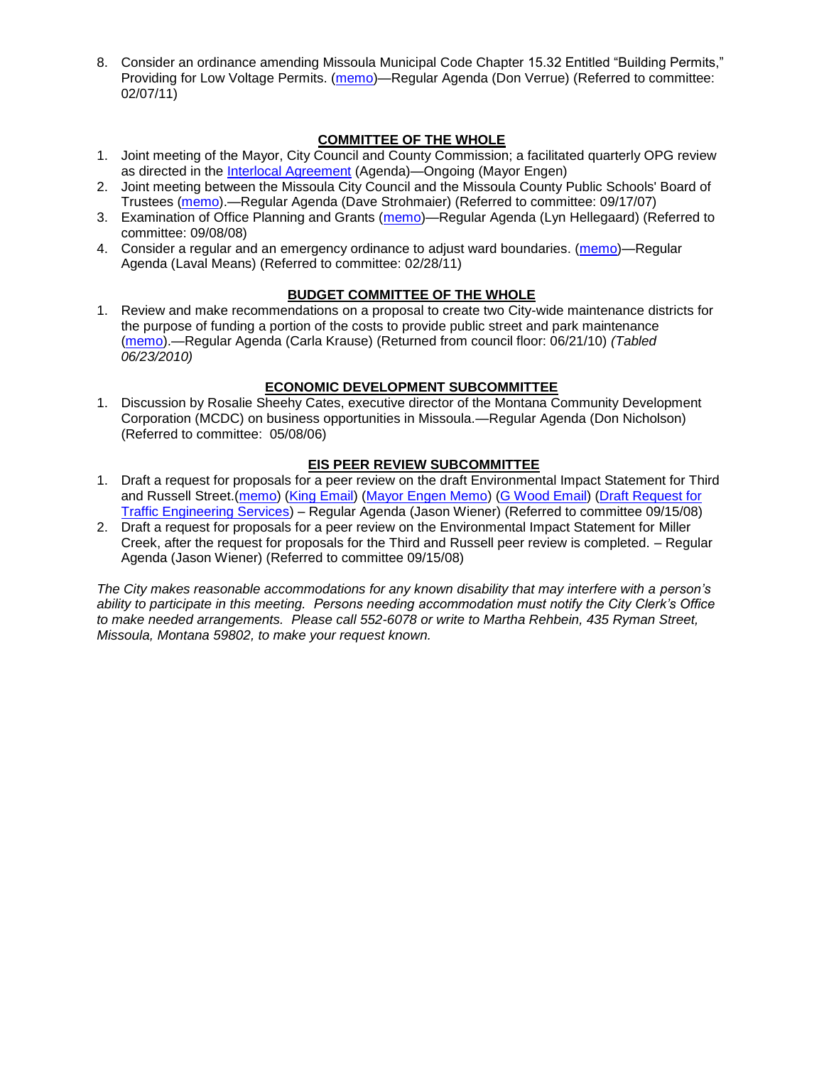8. Consider an ordinance amending Missoula Municipal Code Chapter 15.32 Entitled "Building Permits," Providing for Low Voltage Permits. (memo)—Regular Agenda (Don Verrue) (Referred to committee: 02/07/11)

## COMMITTEE OF THE WHOLE

1. Joint meeting of the Mayor, City Council and County Commission; a facilitated quarterly OPG review as directed in the Interlocal Agreement (Agenda)—Ongoing (Mayor Engen)
2. Joint meeting between the Missoula City Council and the Missoula County Public Schools' Board of Trustees (memo).—Regular Agenda (Dave Strohmaier) (Referred to committee: 09/17/07)
3. Examination of Office Planning and Grants (memo)—Regular Agenda (Lyn Hellegaard) (Referred to committee: 09/08/08)
4. Consider a regular and an emergency ordinance to adjust ward boundaries. (memo)—Regular Agenda (Laval Means) (Referred to committee: 02/28/11)

## BUDGET COMMITTEE OF THE WHOLE

1. Review and make recommendations on a proposal to create two City-wide maintenance districts for the purpose of funding a portion of the costs to provide public street and park maintenance (memo).—Regular Agenda (Carla Krause) (Returned from council floor: 06/21/10) *(Tabled 06/23/2010)*

## ECONOMIC DEVELOPMENT SUBCOMMITTEE

1. Discussion by Rosalie Sheehy Cates, executive director of the Montana Community Development Corporation (MCDC) on business opportunities in Missoula.—Regular Agenda (Don Nicholson) (Referred to committee: 05/08/06)

## EIS PEER REVIEW SUBCOMMITTEE

1. Draft a request for proposals for a peer review on the draft Environmental Impact Statement for Third and Russell Street.(memo) (King Email) (Mayor Engen Memo) (G Wood Email) (Draft Request for Traffic Engineering Services) – Regular Agenda (Jason Wiener) (Referred to committee 09/15/08)
2. Draft a request for proposals for a peer review on the Environmental Impact Statement for Miller Creek, after the request for proposals for the Third and Russell peer review is completed. – Regular Agenda (Jason Wiener) (Referred to committee 09/15/08)

*The City makes reasonable accommodations for any known disability that may interfere with a person's ability to participate in this meeting. Persons needing accommodation must notify the City Clerk's Office to make needed arrangements. Please call 552-6078 or write to Martha Rehbein, 435 Ryman Street, Missoula, Montana 59802, to make your request known.*